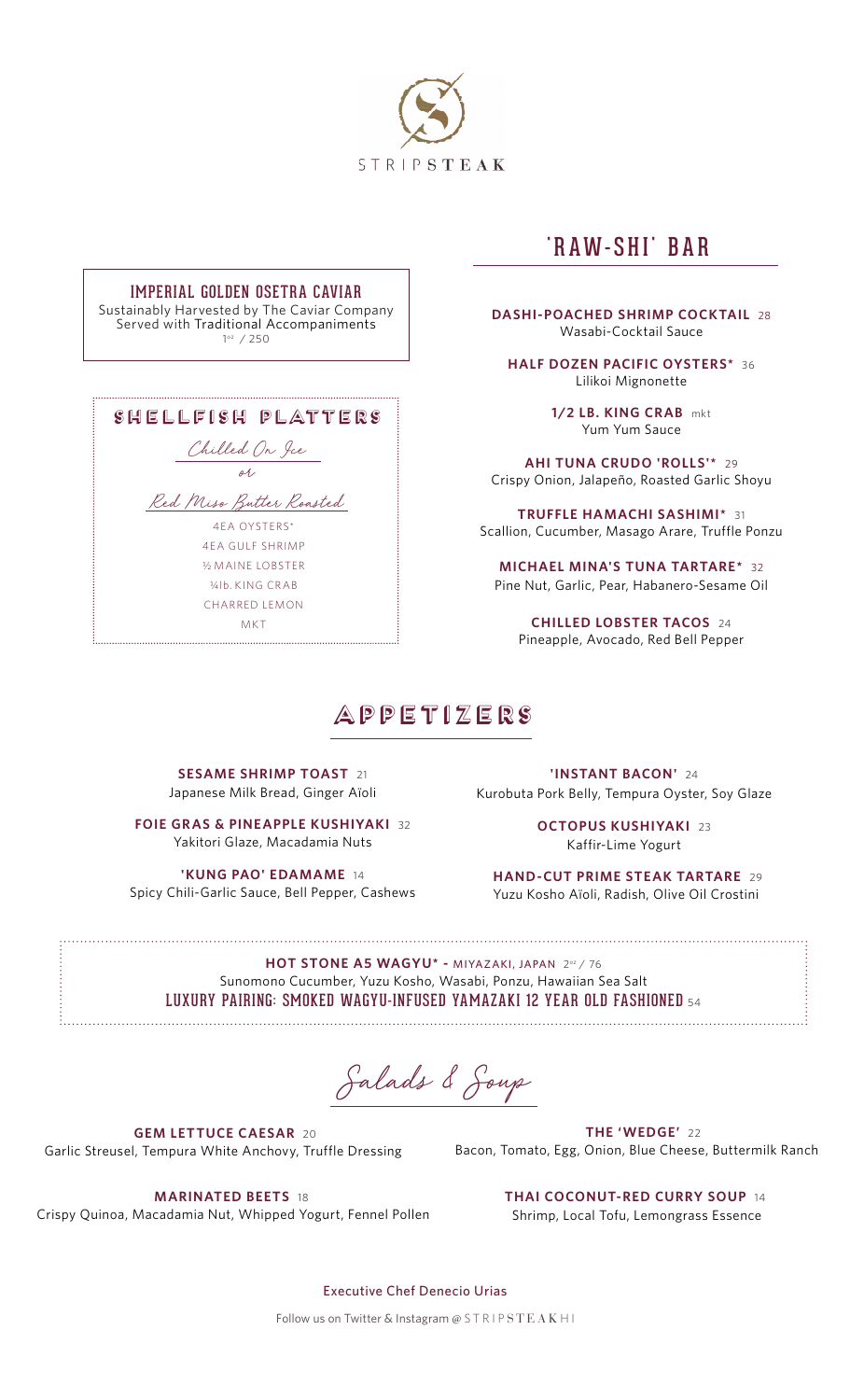# STRIPSTEAK

## IMPERIAL GOLDEN OSETRA CAVIAR

Sustainably Harvested by The Caviar Company
Served with Traditional Accompaniments
1oz / 250

## SHELLFISH PLATTERS

*Chilled On Ice*

*or*

*Red Miso Butter Roasted*

4EA OYSTERS*
4EA GULF SHRIMP
½ MAINE LOBSTER
¼lb. KING CRAB
CHARRED LEMON
MKT

## 'RAW-SHI' BAR

**DASHI-POACHED SHRIMP COCKTAIL** 28
Wasabi-Cocktail Sauce

**HALF DOZEN PACIFIC OYSTERS*** 36
Lilikoi Mignonette

**1/2 LB. KING CRAB** mkt
Yum Yum Sauce

**AHI TUNA CRUDO 'ROLLS'*** 29
Crispy Onion, Jalapeño, Roasted Garlic Shoyu

**TRUFFLE HAMACHI SASHIMI*** 31
Scallion, Cucumber, Masago Arare, Truffle Ponzu

**MICHAEL MINA'S TUNA TARTARE*** 32
Pine Nut, Garlic, Pear, Habanero-Sesame Oil

**CHILLED LOBSTER TACOS** 24
Pineapple, Avocado, Red Bell Pepper

## APPETIZERS

**SESAME SHRIMP TOAST** 21
Japanese Milk Bread, Ginger Aïoli

**FOIE GRAS & PINEAPPLE KUSHIYAKI** 32
Yakitori Glaze, Macadamia Nuts

**'KUNG PAO' EDAMAME** 14
Spicy Chili-Garlic Sauce, Bell Pepper, Cashews

**'INSTANT BACON'** 24
Kurobuta Pork Belly, Tempura Oyster, Soy Glaze

**OCTOPUS KUSHIYAKI** 23
Kaffir-Lime Yogurt

**HAND-CUT PRIME STEAK TARTARE** 29
Yuzu Kosho Aïoli, Radish, Olive Oil Crostini

**HOT STONE A5 WAGYU* -** MIYAZAKI, JAPAN 2oz / 76
Sunomono Cucumber, Yuzu Kosho, Wasabi, Ponzu, Hawaiian Sea Salt
LUXURY PAIRING: SMOKED WAGYU-INFUSED YAMAZAKI 12 YEAR OLD FASHIONED 54

## *Salads & Soup*

**GEM LETTUCE CAESAR** 20
Garlic Streusel, Tempura White Anchovy, Truffle Dressing

**MARINATED BEETS** 18
Crispy Quinoa, Macadamia Nut, Whipped Yogurt, Fennel Pollen

**THE 'WEDGE'** 22
Bacon, Tomato, Egg, Onion, Blue Cheese, Buttermilk Ranch

**THAI COCONUT-RED CURRY SOUP** 14
Shrimp, Local Tofu, Lemongrass Essence

Executive Chef Denecio Urias

Follow us on Twitter & Instagram @STRIPSTEAKHI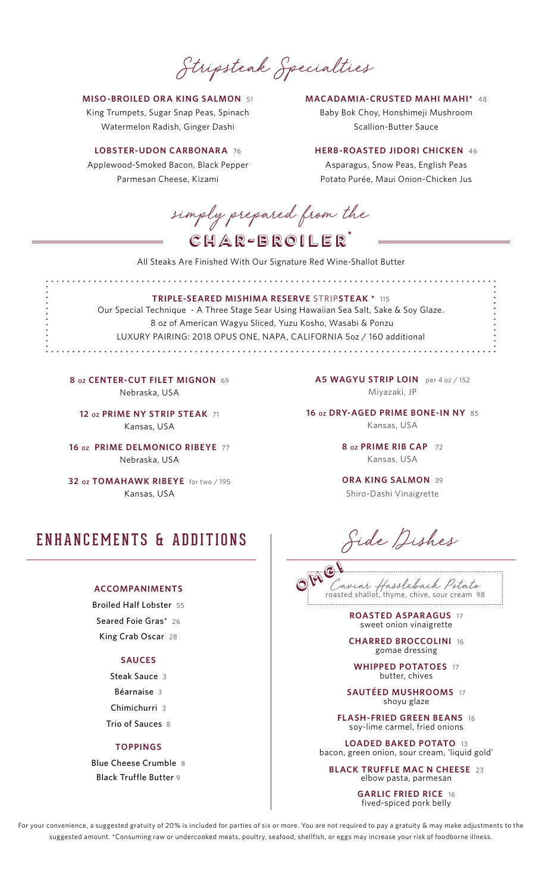# Stripsteak Specialties

**MISO-BROILED ORA KING SALMON** 51
King Trumpets, Sugar Snap Peas, Spinach
Watermelon Radish, Ginger Dashi

**LOBSTER-UDON CARBONARA** 76
Applewood-Smoked Bacon, Black Pepper
Parmesan Cheese, Kizami

**MACADAMIA-CRUSTED MAHI MAHI*** 48
Baby Bok Choy, Honshimeji Mushroom
Scallion-Butter Sauce

**HERB-ROASTED JIDORI CHICKEN** 46
Asparagus, Snow Peas, English Peas
Potato Purée, Maui Onion-Chicken Jus

# simply prepared from the CHAR-BROILER*

All Steaks Are Finished With Our Signature Red Wine-Shallot Butter

**TRIPLE-SEARED MISHIMA RESERVE STRIPSTEAK *** 115
Our Special Technique - A Three Stage Sear Using Hawaiian Sea Salt, Sake & Soy Glaze.
8 oz of American Wagyu Sliced, Yuzu Kosho, Wasabi & Ponzu
LUXURY PAIRING: 2018 OPUS ONE, NAPA, CALIFORNIA 5oz / 160 additional

**8 oz CENTER-CUT FILET MIGNON** 69
Nebraska, USA

**12 oz PRIME NY STRIP STEAK** 71
Kansas, USA

**16 oz PRIME DELMONICO RIBEYE** 77
Nebraska, USA

**32 oz TOMAHAWK RIBEYE** for two / 195
Kansas, USA

**A5 WAGYU STRIP LOIN** per 4 oz / 152
Miyazaki, JP

**16 oz DRY-AGED PRIME BONE-IN NY** 85
Kansas, USA

**8 oz PRIME RIB CAP** 72
Kansas, USA

**ORA KING SALMON** 39
Shiro-Dashi Vinaigrette

## ENHANCEMENTS & ADDITIONS

### ACCOMPANIMENTS

Broiled Half Lobster 55
Seared Foie Gras* 26
King Crab Oscar 28

### SAUCES

Steak Sauce 3
Béarnaise 3
Chimichurri 3
Trio of Sauces 8

### TOPPINGS

Blue Cheese Crumble 8
Black Truffle Butter 9

## Side Dishes

OMG! *Caviar Hassleback Potato*
roasted shallot, thyme, chive, sour cream 98

**ROASTED ASPARAGUS** 17
sweet onion vinaigrette

**CHARRED BROCCOLINI** 16
gomae dressing

**WHIPPED POTATOES** 17
butter, chives

**SAUTÉED MUSHROOMS** 17
shoyu glaze

**FLASH-FRIED GREEN BEANS** 16
soy-lime carmel, fried onions

**LOADED BAKED POTATO** 13
bacon, green onion, sour cream, 'liquid gold'

**BLACK TRUFFLE MAC N CHEESE** 23
elbow pasta, parmesan

**GARLIC FRIED RICE** 16
fived-spiced pork belly

For your convenience, a suggested gratuity of 20% is included for parties of six or more. You are not required to pay a gratuity & may make adjustments to the suggested amount. *Consuming raw or undercooked meats, poultry, seafood, shellfish, or eggs may increase your risk of foodborne illness.